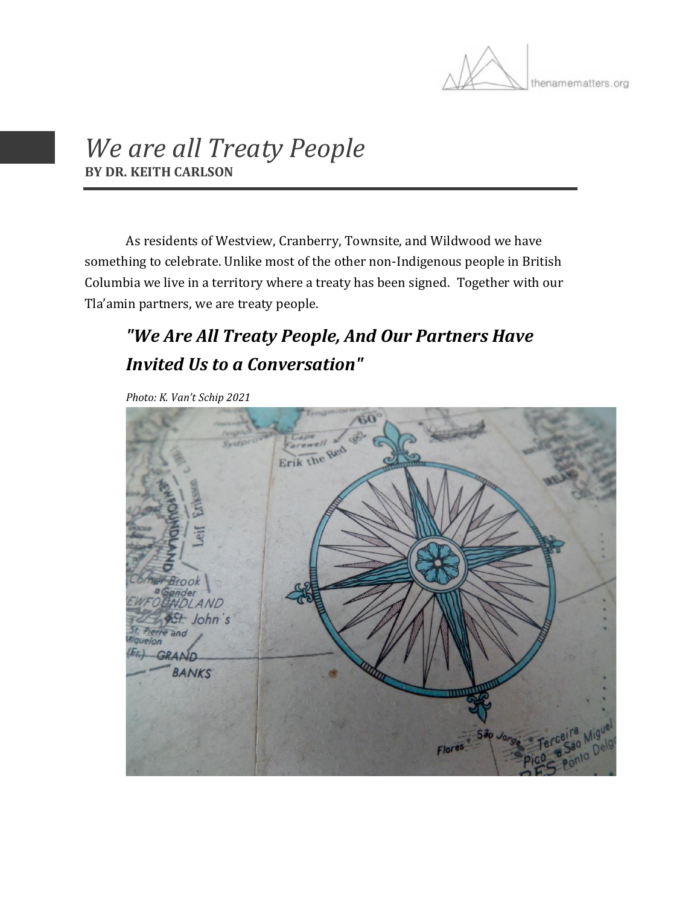# *We are all Treaty People*

**BY DR. KEITH CARLSON**

As residents of Westview, Cranberry, Townsite, and Wildwood we have something to celebrate. Unlike most of the other non-Indigenous people in British Columbia we live in a territory where a treaty has been signed. Together with our Tla'amin partners, we are treaty people.

## *"We Are All Treaty People, And Our Partners Have Invited Us to a Conversation"*

*Photo: K. Van't Schip 2021*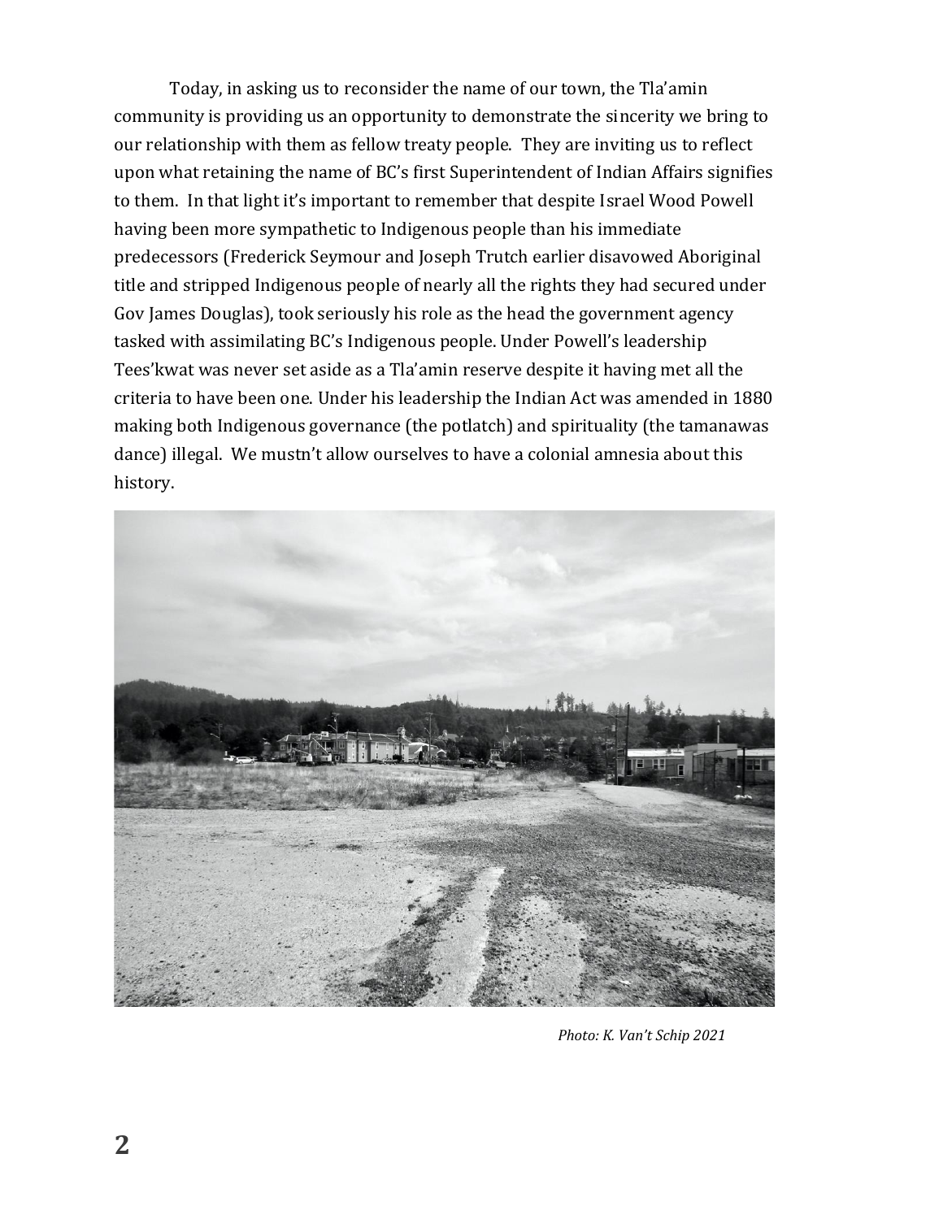Today, in asking us to reconsider the name of our town, the Tla'amin community is providing us an opportunity to demonstrate the sincerity we bring to our relationship with them as fellow treaty people. They are inviting us to reflect upon what retaining the name of BC's first Superintendent of Indian Affairs signifies to them. In that light it's important to remember that despite Israel Wood Powell having been more sympathetic to Indigenous people than his immediate predecessors (Frederick Seymour and Joseph Trutch earlier disavowed Aboriginal title and stripped Indigenous people of nearly all the rights they had secured under Gov James Douglas), took seriously his role as the head the government agency tasked with assimilating BC's Indigenous people. Under Powell's leadership Tees'kwat was never set aside as a Tla'amin reserve despite it having met all the criteria to have been one. Under his leadership the Indian Act was amended in 1880 making both Indigenous governance (the potlatch) and spirituality (the tamanawas dance) illegal. We mustn't allow ourselves to have a colonial amnesia about this history.

*Photo: K. Van't Schip 2021*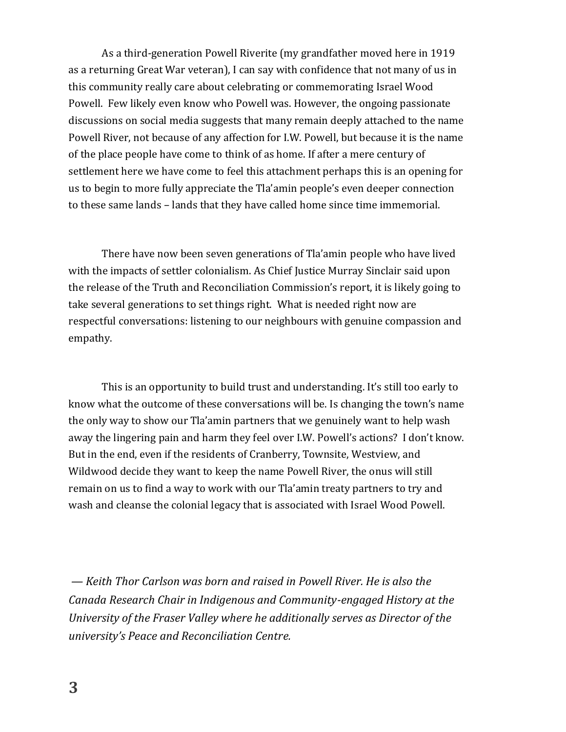As a third-generation Powell Riverite (my grandfather moved here in 1919 as a returning Great War veteran), I can say with confidence that not many of us in this community really care about celebrating or commemorating Israel Wood Powell. Few likely even know who Powell was. However, the ongoing passionate discussions on social media suggests that many remain deeply attached to the name Powell River, not because of any affection for I.W. Powell, but because it is the name of the place people have come to think of as home. If after a mere century of settlement here we have come to feel this attachment perhaps this is an opening for us to begin to more fully appreciate the Tla'amin people's even deeper connection to these same lands – lands that they have called home since time immemorial.

There have now been seven generations of Tla'amin people who have lived with the impacts of settler colonialism. As Chief Justice Murray Sinclair said upon the release of the Truth and Reconciliation Commission's report, it is likely going to take several generations to set things right. What is needed right now are respectful conversations: listening to our neighbours with genuine compassion and empathy.

This is an opportunity to build trust and understanding. It's still too early to know what the outcome of these conversations will be. Is changing the town's name the only way to show our Tla'amin partners that we genuinely want to help wash away the lingering pain and harm they feel over I.W. Powell's actions? I don't know. But in the end, even if the residents of Cranberry, Townsite, Westview, and Wildwood decide they want to keep the name Powell River, the onus will still remain on us to find a way to work with our Tla'amin treaty partners to try and wash and cleanse the colonial legacy that is associated with Israel Wood Powell.

*— Keith Thor Carlson was born and raised in Powell River. He is also the Canada Research Chair in Indigenous and Community-engaged History at the University of the Fraser Valley where he additionally serves as Director of the university's Peace and Reconciliation Centre.*